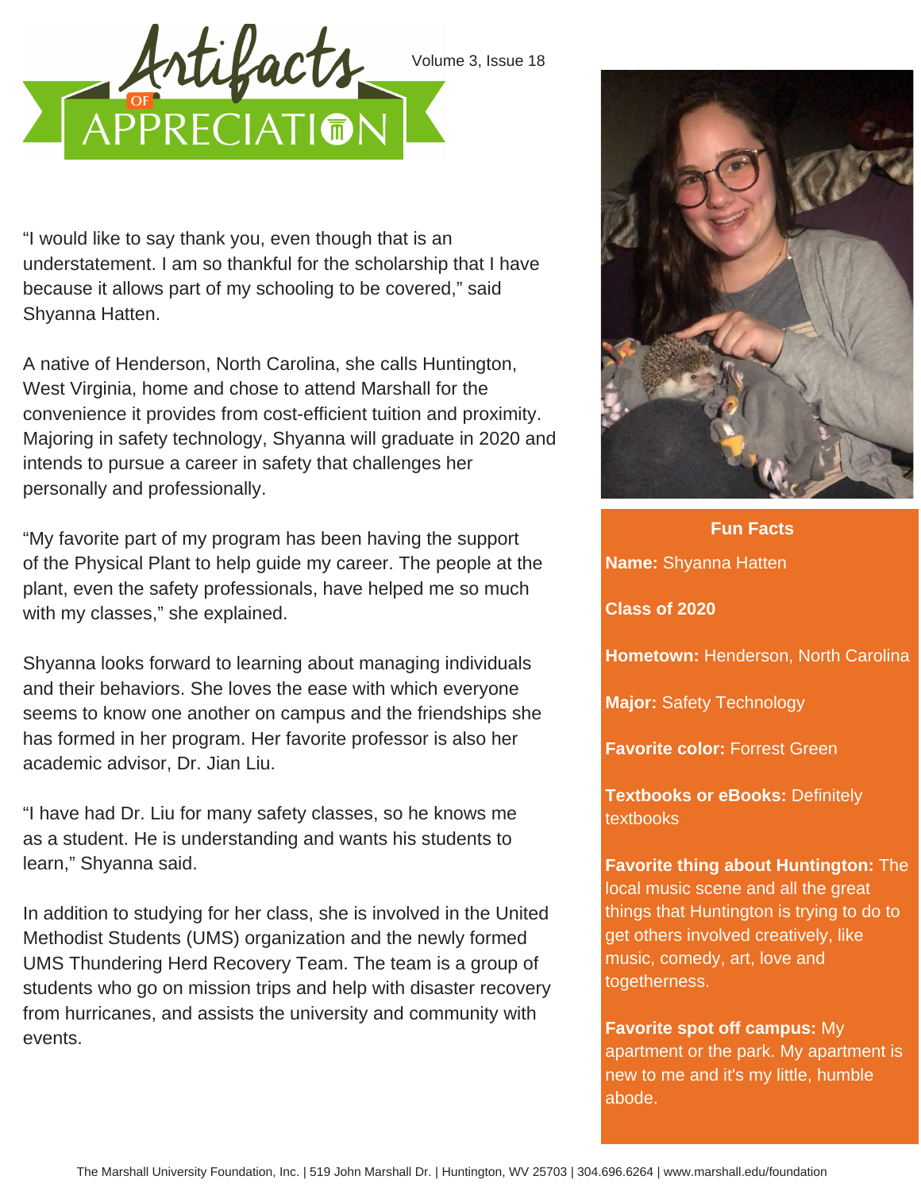# Artifacts of Appreciation

"I would like to say thank you, even though that is an understatement. I am so thankful for the scholarship that I have because it allows part of my schooling to be covered," said Shyanna Hatten.

A native of Henderson, North Carolina, she calls Huntington, West Virginia, home and chose to attend Marshall for the convenience it provides from cost-efficient tuition and proximity. Majoring in safety technology, Shyanna will graduate in 2020 and intends to pursue a career in safety that challenges her personally and professionally.

"My favorite part of my program has been having the support of the Physical Plant to help guide my career. The people at the plant, even the safety professionals, have helped me so much with my classes," she explained.

Shyanna looks forward to learning about managing individuals and their behaviors. She loves the ease with which everyone seems to know one another on campus and the friendships she has formed in her program. Her favorite professor is also her academic advisor, Dr. Jian Liu.

"I have had Dr. Liu for many safety classes, so he knows me as a student. He is understanding and wants his students to learn," Shyanna said.

In addition to studying for her class, she is involved in the United Methodist Students (UMS) organization and the newly formed UMS Thundering Herd Recovery Team. The team is a group of students who go on mission trips and help with disaster recovery from hurricanes, and assists the university and community with events.

## Fun Facts

**Name:** Shyanna Hatten

**Class of 2020**

**Hometown:** Henderson, North Carolina

**Major:** Safety Technology

**Favorite color:** Forrest Green

**Textbooks or eBooks:** Definitely textbooks

**Favorite thing about Huntington:** The local music scene and all the great things that Huntington is trying to do to get others involved creatively, like music, comedy, art, love and togetherness.

**Favorite spot off campus:** My apartment or the park. My apartment is new to me and it's my little, humble abode.

The Marshall University Foundation, Inc. | 519 John Marshall Dr. | Huntington, WV 25703 | 304.696.6264 | www.marshall.edu/foundation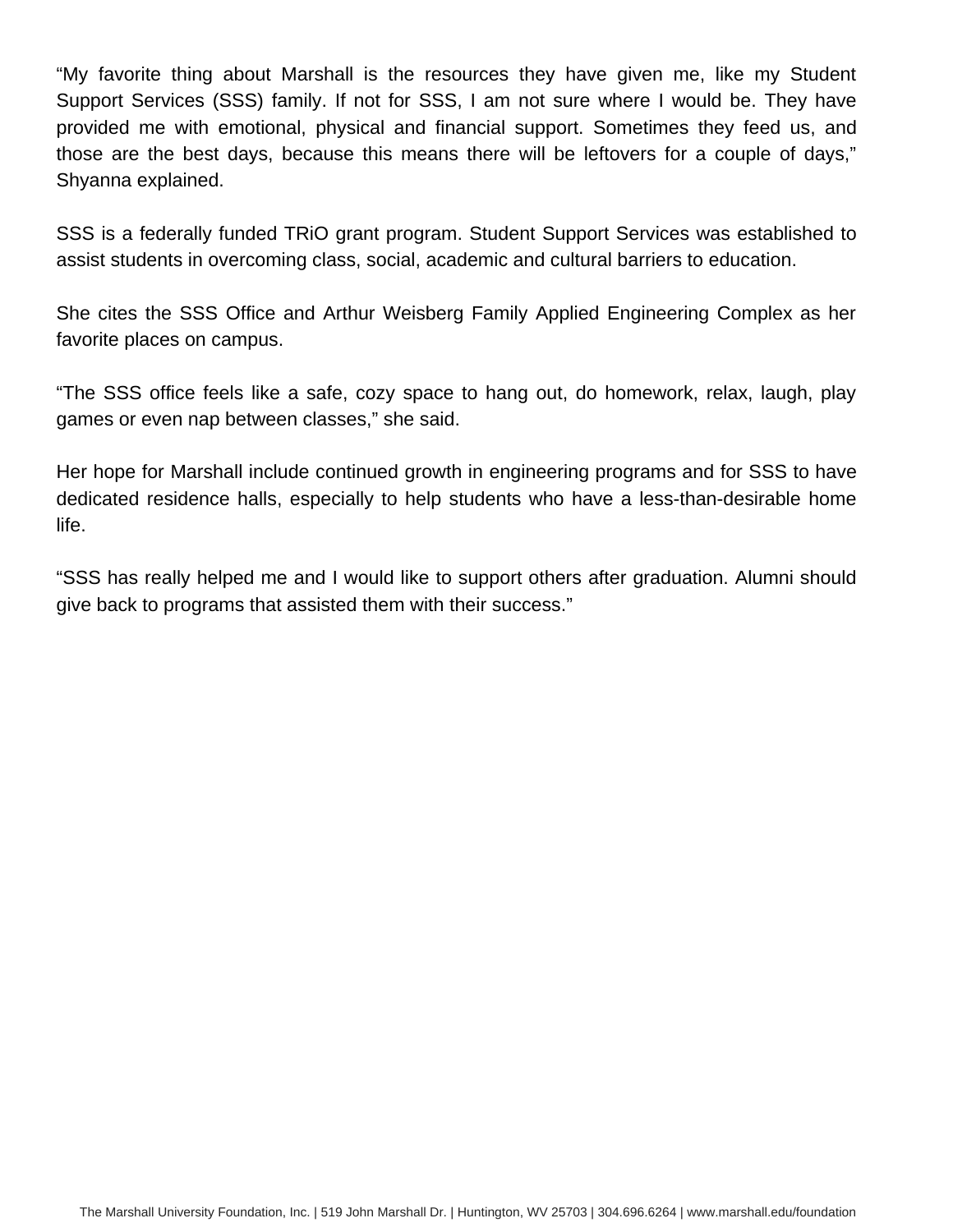"My favorite thing about Marshall is the resources they have given me, like my Student Support Services (SSS) family. If not for SSS, I am not sure where I would be. They have provided me with emotional, physical and financial support. Sometimes they feed us, and those are the best days, because this means there will be leftovers for a couple of days," Shyanna explained.

SSS is a federally funded TRiO grant program. Student Support Services was established to assist students in overcoming class, social, academic and cultural barriers to education.

She cites the SSS Office and Arthur Weisberg Family Applied Engineering Complex as her favorite places on campus.

"The SSS office feels like a safe, cozy space to hang out, do homework, relax, laugh, play games or even nap between classes," she said.

Her hope for Marshall include continued growth in engineering programs and for SSS to have dedicated residence halls, especially to help students who have a less-than-desirable home life.

"SSS has really helped me and I would like to support others after graduation. Alumni should give back to programs that assisted them with their success."